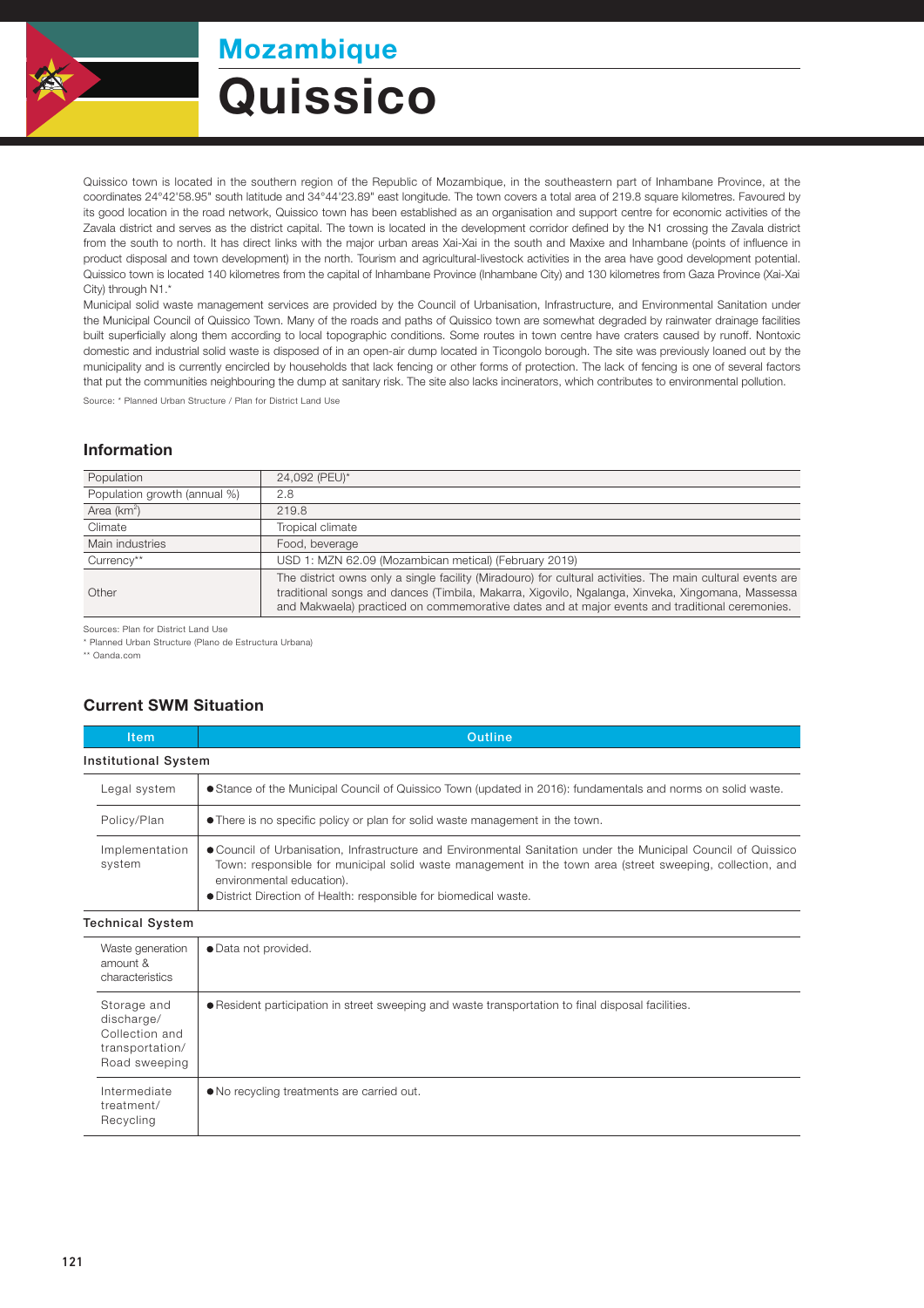# Mozambique

# Quissico

Quissico town is located in the southern region of the Republic of Mozambique, in the southeastern part of Inhambane Province, at the coordinates 24°42'58.95" south latitude and 34°44'23.89" east longitude. The town covers a total area of 219.8 square kilometres. Favoured by its good location in the road network, Quissico town has been established as an organisation and support centre for economic activities of the Zavala district and serves as the district capital. The town is located in the development corridor defined by the N1 crossing the Zavala district from the south to north. It has direct links with the major urban areas Xai-Xai in the south and Maxixe and Inhambane (points of influence in product disposal and town development) in the north. Tourism and agricultural-livestock activities in the area have good development potential. Quissico town is located 140 kilometres from the capital of Inhambane Province (Inhambane City) and 130 kilometres from Gaza Province (Xai-Xai City) through N1.*

Municipal solid waste management services are provided by the Council of Urbanisation, Infrastructure, and Environmental Sanitation under the Municipal Council of Quissico Town. Many of the roads and paths of Quissico town are somewhat degraded by rainwater drainage facilities built superficially along them according to local topographic conditions. Some routes in town centre have craters caused by runoff. Nontoxic domestic and industrial solid waste is disposed of in an open-air dump located in Ticongolo borough. The site was previously loaned out by the municipality and is currently encircled by households that lack fencing or other forms of protection. The lack of fencing is one of several factors that put the communities neighbouring the dump at sanitary risk. The site also lacks incinerators, which contributes to environmental pollution.

Source: * Planned Urban Structure / Plan for District Land Use

## Information

| | |
|---|---|
| Population | 24,092 (PEU)* |
| Population growth (annual %) | 2.8 |
| Area (km$^2$) | 219.8 |
| Climate | Tropical climate |
| Main industries | Food, beverage |
| Currency** | USD 1: MZN 62.09 (Mozambican metical) (February 2019) |
| Other | The district owns only a single facility (Miradouro) for cultural activities. The main cultural events are traditional songs and dances (Timbila, Makarra, Xigovilo, Ngalanga, Xinveka, Xingomana, Massessa and Makwaela) practiced on commemorative dates and at major events and traditional ceremonies. |

Sources: Plan for District Land Use

\* Planned Urban Structure (Plano de Estructura Urbana)

** Oanda.com

## Current SWM Situation

| Item | Outline |
|---|---|
| **Institutional System** | |
| Legal system | ● Stance of the Municipal Council of Quissico Town (updated in 2016): fundamentals and norms on solid waste. |
| Policy/Plan | ● There is no specific policy or plan for solid waste management in the town. |
| Implementation system | ● Council of Urbanisation, Infrastructure and Environmental Sanitation under the Municipal Council of Quissico Town: responsible for municipal solid waste management in the town area (street sweeping, collection, and environmental education).<br>● District Direction of Health: responsible for biomedical waste. |
| **Technical System** | |
| Waste generation amount & characteristics | ● Data not provided. |
| Storage and discharge/ Collection and transportation/ Road sweeping | ● Resident participation in street sweeping and waste transportation to final disposal facilities. |
| Intermediate treatment/ Recycling | ● No recycling treatments are carried out. |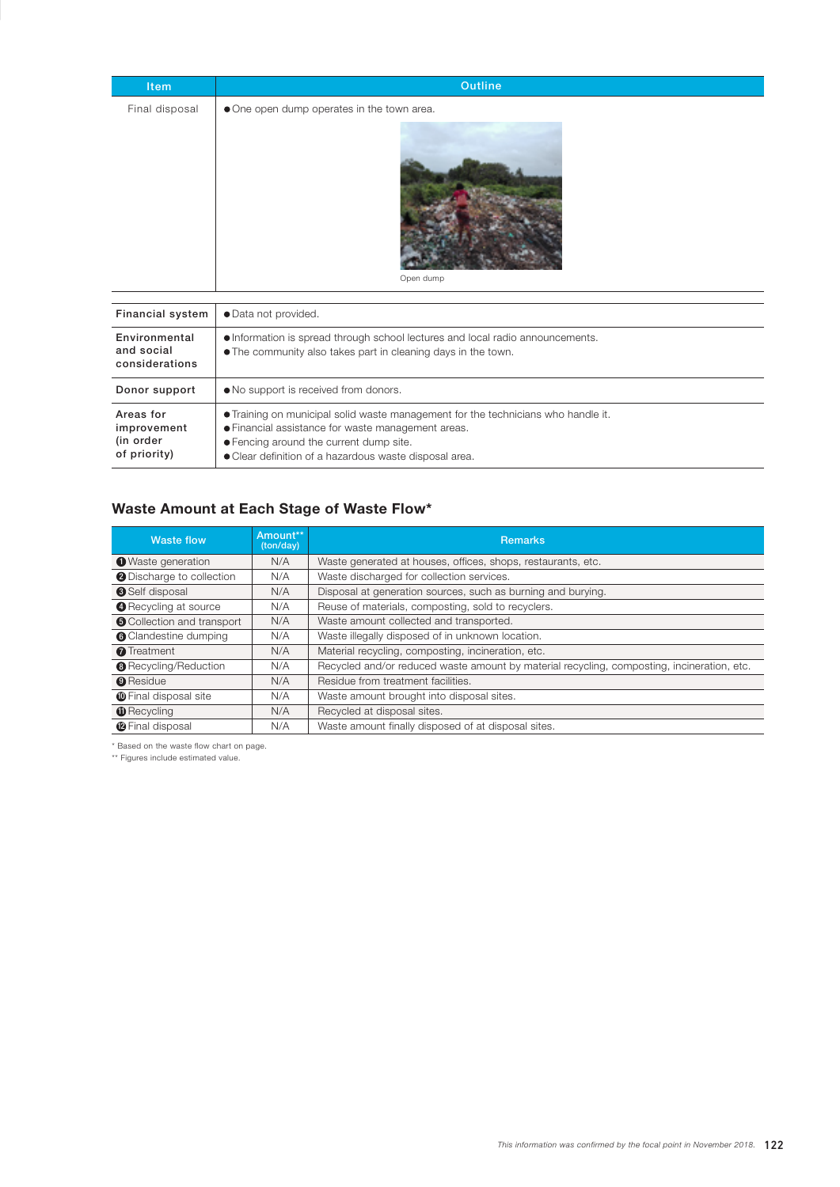| Item | Outline |
| --- | --- |
| Final disposal | ● One open dump operates in the town area. Open dump |
| Financial system | ● Data not provided. |
| Environmental and social considerations | ● Information is spread through school lectures and local radio announcements. ● The community also takes part in cleaning days in the town. |
| Donor support | ● No support is received from donors. |
| Areas for improvement (in order of priority) | ● Training on municipal solid waste management for the technicians who handle it. ● Financial assistance for waste management areas. ● Fencing around the current dump site. ● Clear definition of a hazardous waste disposal area. |

## Waste Amount at Each Stage of Waste Flow*

| Waste flow | Amount** (ton/day) | Remarks |
| --- | --- | --- |
| ❶ Waste generation | N/A | Waste generated at houses, offices, shops, restaurants, etc. |
| ❷ Discharge to collection | N/A | Waste discharged for collection services. |
| ❸ Self disposal | N/A | Disposal at generation sources, such as burning and burying. |
| ❹ Recycling at source | N/A | Reuse of materials, composting, sold to recyclers. |
| ❺ Collection and transport | N/A | Waste amount collected and transported. |
| ❻ Clandestine dumping | N/A | Waste illegally disposed of in unknown location. |
| ❼ Treatment | N/A | Material recycling, composting, incineration, etc. |
| ❽ Recycling/Reduction | N/A | Recycled and/or reduced waste amount by material recycling, composting, incineration, etc. |
| ❾ Residue | N/A | Residue from treatment facilities. |
| ❿ Final disposal site | N/A | Waste amount brought into disposal sites. |
| ⓫ Recycling | N/A | Recycled at disposal sites. |
| ⓬ Final disposal | N/A | Waste amount finally disposed of at disposal sites. |

* Based on the waste flow chart on page.
** Figures include estimated value.

*This information was confirmed by the focal point in November 2018.*